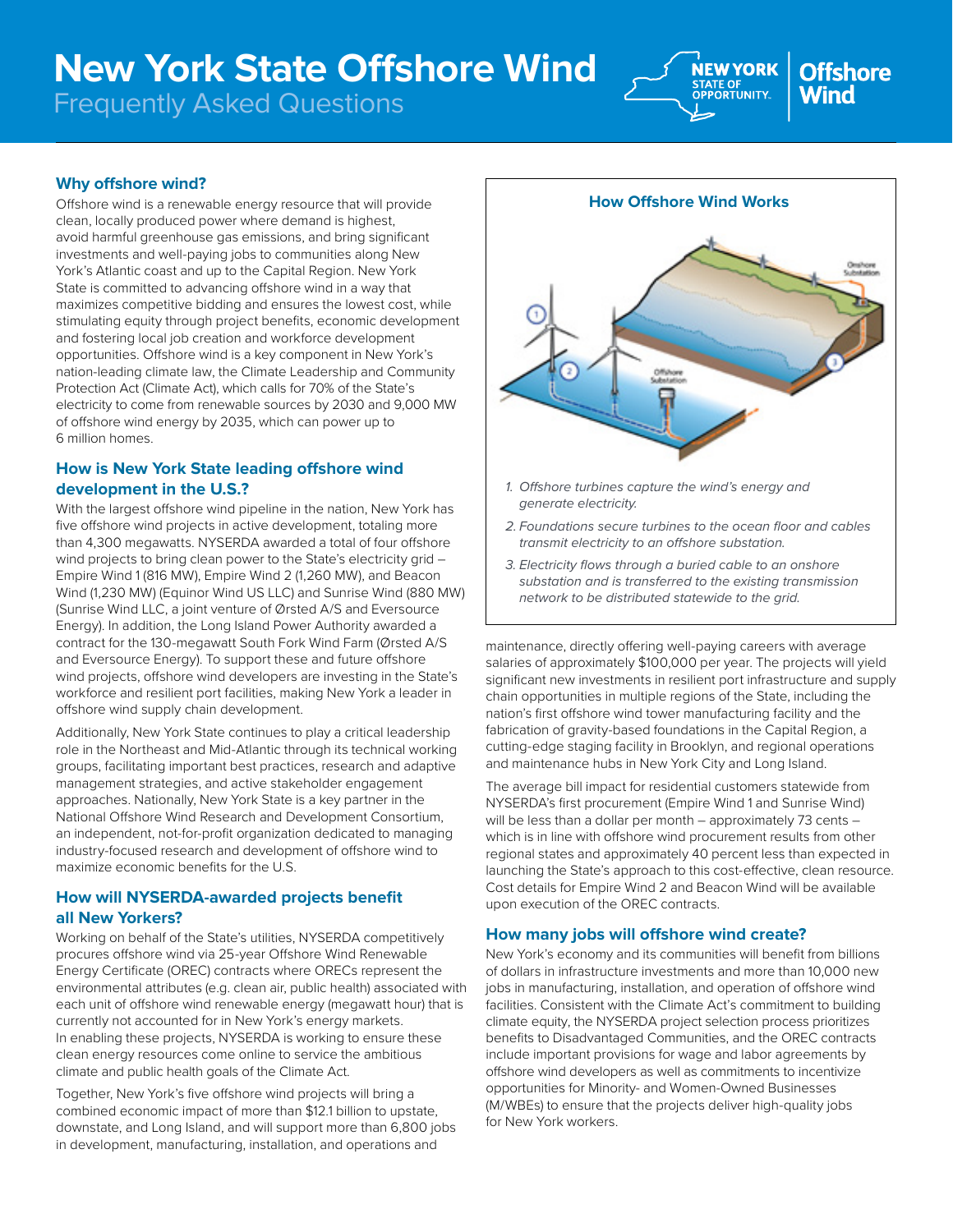# New York State Offshore Wind

## Frequently Asked Questions

### Why offshore wind?

Offshore wind is a renewable energy resource that will provide clean, locally produced power where demand is highest, avoid harmful greenhouse gas emissions, and bring significant investments and well-paying jobs to communities along New York's Atlantic coast and up to the Capital Region. New York State is committed to advancing offshore wind in a way that maximizes competitive bidding and ensures the lowest cost, while stimulating equity through project benefits, economic development and fostering local job creation and workforce development opportunities. Offshore wind is a key component in New York's nation-leading climate law, the Climate Leadership and Community Protection Act (Climate Act), which calls for 70% of the State's electricity to come from renewable sources by 2030 and 9,000 MW of offshore wind energy by 2035, which can power up to 6 million homes.

### How is New York State leading offshore wind development in the U.S.?

With the largest offshore wind pipeline in the nation, New York has five offshore wind projects in active development, totaling more than 4,300 megawatts. NYSERDA awarded a total of four offshore wind projects to bring clean power to the State's electricity grid – Empire Wind 1 (816 MW), Empire Wind 2 (1,260 MW), and Beacon Wind (1,230 MW) (Equinor Wind US LLC) and Sunrise Wind (880 MW) (Sunrise Wind LLC, a joint venture of Ørsted A/S and Eversource Energy). In addition, the Long Island Power Authority awarded a contract for the 130-megawatt South Fork Wind Farm (Ørsted A/S and Eversource Energy). To support these and future offshore wind projects, offshore wind developers are investing in the State's workforce and resilient port facilities, making New York a leader in offshore wind supply chain development.

Additionally, New York State continues to play a critical leadership role in the Northeast and Mid-Atlantic through its technical working groups, facilitating important best practices, research and adaptive management strategies, and active stakeholder engagement approaches. Nationally, New York State is a key partner in the National Offshore Wind Research and Development Consortium, an independent, not-for-profit organization dedicated to managing industry-focused research and development of offshore wind to maximize economic benefits for the U.S.

### How will NYSERDA-awarded projects benefit all New Yorkers?

Working on behalf of the State's utilities, NYSERDA competitively procures offshore wind via 25-year Offshore Wind Renewable Energy Certificate (OREC) contracts where ORECs represent the environmental attributes (e.g. clean air, public health) associated with each unit of offshore wind renewable energy (megawatt hour) that is currently not accounted for in New York's energy markets. In enabling these projects, NYSERDA is working to ensure these clean energy resources come online to service the ambitious climate and public health goals of the Climate Act.

Together, New York's five offshore wind projects will bring a combined economic impact of more than $12.1 billion to upstate, downstate, and Long Island, and will support more than 6,800 jobs in development, manufacturing, installation, and operations and maintenance, directly offering well-paying careers with average salaries of approximately $100,000 per year. The projects will yield significant new investments in resilient port infrastructure and supply chain opportunities in multiple regions of the State, including the nation's first offshore wind tower manufacturing facility and the fabrication of gravity-based foundations in the Capital Region, a cutting-edge staging facility in Brooklyn, and regional operations and maintenance hubs in New York City and Long Island.

The average bill impact for residential customers statewide from NYSERDA's first procurement (Empire Wind 1 and Sunrise Wind) will be less than a dollar per month – approximately 73 cents – which is in line with offshore wind procurement results from other regional states and approximately 40 percent less than expected in launching the State's approach to this cost-effective, clean resource. Cost details for Empire Wind 2 and Beacon Wind will be available upon execution of the OREC contracts.

**How Offshore Wind Works**

1. *Offshore turbines capture the wind's energy and generate electricity.*
2. *Foundations secure turbines to the ocean floor and cables transmit electricity to an offshore substation.*
3. *Electricity flows through a buried cable to an onshore substation and is transferred to the existing transmission network to be distributed statewide to the grid.*

### How many jobs will offshore wind create?

New York's economy and its communities will benefit from billions of dollars in infrastructure investments and more than 10,000 new jobs in manufacturing, installation, and operation of offshore wind facilities. Consistent with the Climate Act's commitment to building climate equity, the NYSERDA project selection process prioritizes benefits to Disadvantaged Communities, and the OREC contracts include important provisions for wage and labor agreements by offshore wind developers as well as commitments to incentivize opportunities for Minority- and Women-Owned Businesses (M/WBEs) to ensure that the projects deliver high-quality jobs for New York workers.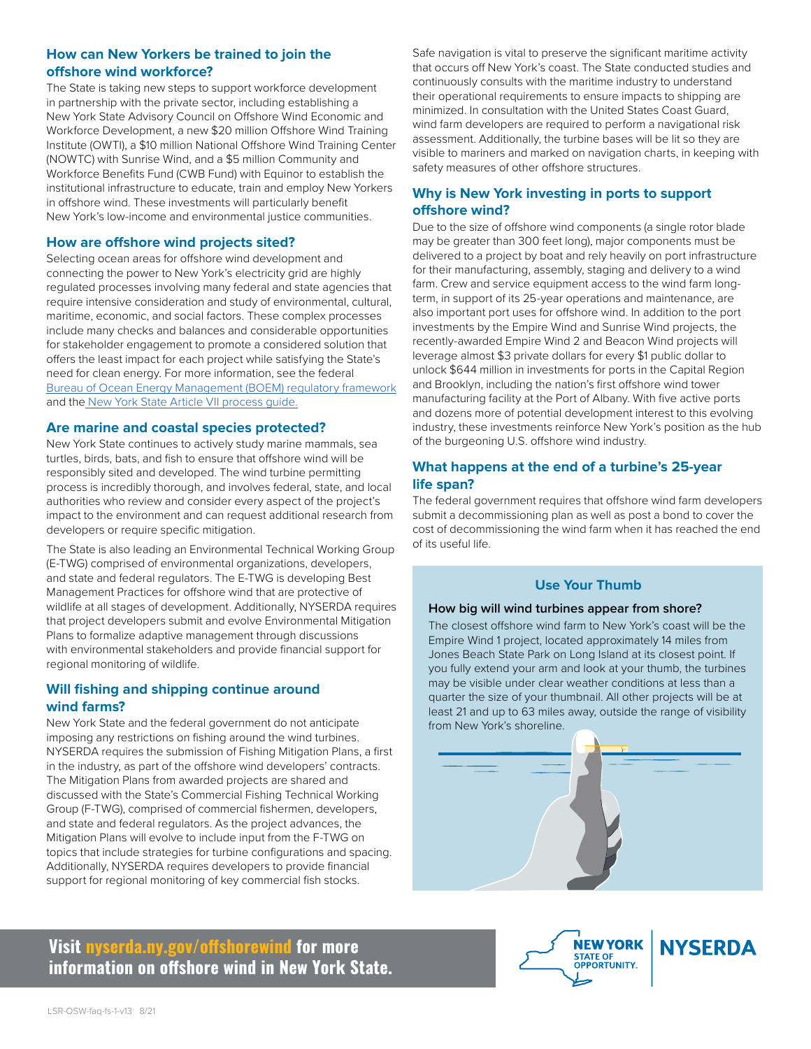## How can New Yorkers be trained to join the offshore wind workforce?

The State is taking new steps to support workforce development in partnership with the private sector, including establishing a New York State Advisory Council on Offshore Wind Economic and Workforce Development, a new $20 million Offshore Wind Training Institute (OWTI), a $10 million National Offshore Wind Training Center (NOWTC) with Sunrise Wind, and a $5 million Community and Workforce Benefits Fund (CWB Fund) with Equinor to establish the institutional infrastructure to educate, train and employ New Yorkers in offshore wind. These investments will particularly benefit New York's low-income and environmental justice communities.

## How are offshore wind projects sited?

Selecting ocean areas for offshore wind development and connecting the power to New York's electricity grid are highly regulated processes involving many federal and state agencies that require intensive consideration and study of environmental, cultural, maritime, economic, and social factors. These complex processes include many checks and balances and considerable opportunities for stakeholder engagement to promote a considered solution that offers the least impact for each project while satisfying the State's need for clean energy. For more information, see the federal Bureau of Ocean Energy Management (BOEM) regulatory framework and the New York State Article VII process guide.

## Are marine and coastal species protected?

New York State continues to actively study marine mammals, sea turtles, birds, bats, and fish to ensure that offshore wind will be responsibly sited and developed. The wind turbine permitting process is incredibly thorough, and involves federal, state, and local authorities who review and consider every aspect of the project's impact to the environment and can request additional research from developers or require specific mitigation.

The State is also leading an Environmental Technical Working Group (E-TWG) comprised of environmental organizations, developers, and state and federal regulators. The E-TWG is developing Best Management Practices for offshore wind that are protective of wildlife at all stages of development. Additionally, NYSERDA requires that project developers submit and evolve Environmental Mitigation Plans to formalize adaptive management through discussions with environmental stakeholders and provide financial support for regional monitoring of wildlife.

## Will fishing and shipping continue around wind farms?

New York State and the federal government do not anticipate imposing any restrictions on fishing around the wind turbines. NYSERDA requires the submission of Fishing Mitigation Plans, a first in the industry, as part of the offshore wind developers' contracts. The Mitigation Plans from awarded projects are shared and discussed with the State's Commercial Fishing Technical Working Group (F-TWG), comprised of commercial fishermen, developers, and state and federal regulators. As the project advances, the Mitigation Plans will evolve to include input from the F-TWG on topics that include strategies for turbine configurations and spacing. Additionally, NYSERDA requires developers to provide financial support for regional monitoring of key commercial fish stocks.

Safe navigation is vital to preserve the significant maritime activity that occurs off New York's coast. The State conducted studies and continuously consults with the maritime industry to understand their operational requirements to ensure impacts to shipping are minimized. In consultation with the United States Coast Guard, wind farm developers are required to perform a navigational risk assessment. Additionally, the turbine bases will be lit so they are visible to mariners and marked on navigation charts, in keeping with safety measures of other offshore structures.

## Why is New York investing in ports to support offshore wind?

Due to the size of offshore wind components (a single rotor blade may be greater than 300 feet long), major components must be delivered to a project by boat and rely heavily on port infrastructure for their manufacturing, assembly, staging and delivery to a wind farm. Crew and service equipment access to the wind farm long-term, in support of its 25-year operations and maintenance, are also important port uses for offshore wind. In addition to the port investments by the Empire Wind and Sunrise Wind projects, the recently-awarded Empire Wind 2 and Beacon Wind projects will leverage almost $3 private dollars for every $1 public dollar to unlock $644 million in investments for ports in the Capital Region and Brooklyn, including the nation's first offshore wind tower manufacturing facility at the Port of Albany. With five active ports and dozens more of potential development interest to this evolving industry, these investments reinforce New York's position as the hub of the burgeoning U.S. offshore wind industry.

## What happens at the end of a turbine's 25-year life span?

The federal government requires that offshore wind farm developers submit a decommissioning plan as well as post a bond to cover the cost of decommissioning the wind farm when it has reached the end of its useful life.

### Use Your Thumb

**How big will wind turbines appear from shore?**

The closest offshore wind farm to New York's coast will be the Empire Wind 1 project, located approximately 14 miles from Jones Beach State Park on Long Island at its closest point. If you fully extend your arm and look at your thumb, the turbines may be visible under clear weather conditions at less than a quarter the size of your thumbnail. All other projects will be at least 21 and up to 63 miles away, outside the range of visibility from New York's shoreline.

**Visit nyserda.ny.gov/offshorewind for more information on offshore wind in New York State.**

NEW YORK STATE OF OPPORTUNITY. | NYSERDA

LSR-OSW-faq-fs-1-v13 8/21